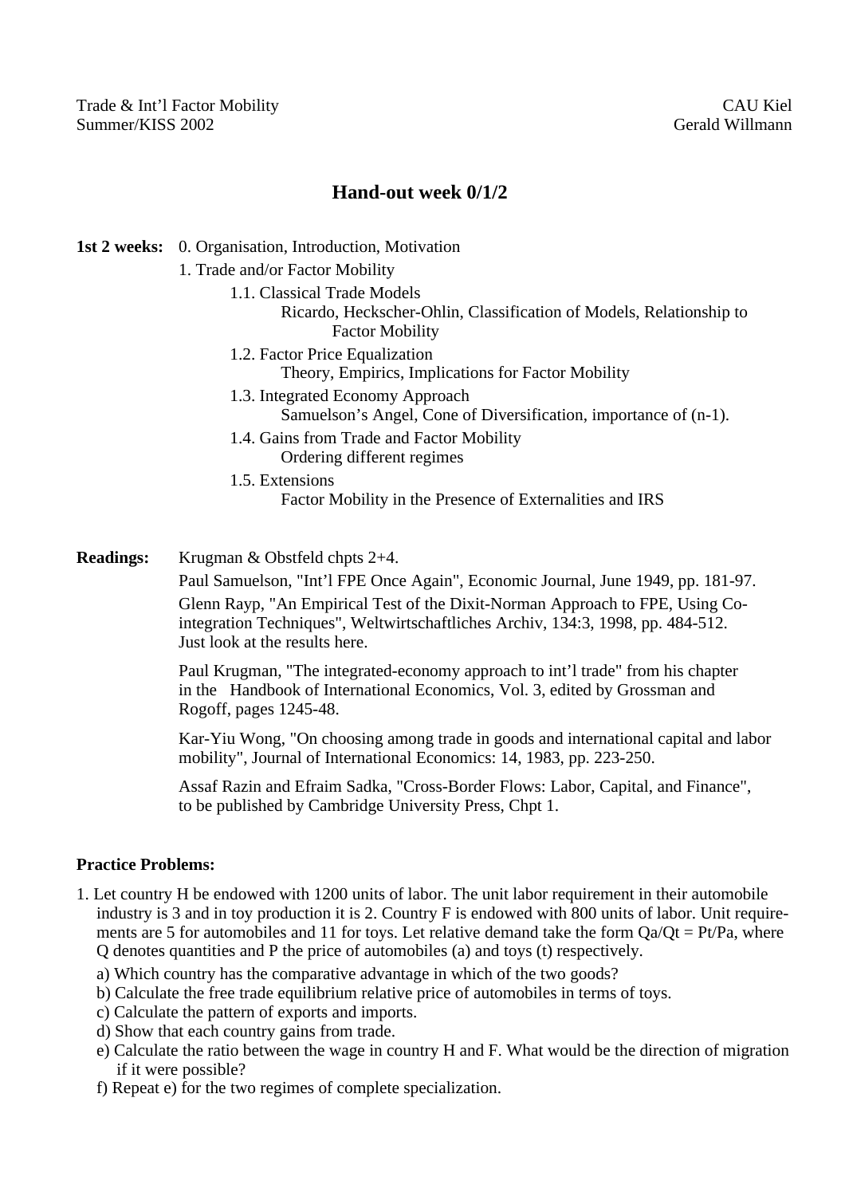Trade & Int'l Factor Mobility — CAU Kiel
Summer/KISS 2002 — Gerald Willmann

# Hand-out week 0/1/2

**1st 2 weeks:** 0. Organisation, Introduction, Motivation

1. Trade and/or Factor Mobility
   - 1.1. Classical Trade Models
     - Ricardo, Heckscher-Ohlin, Classification of Models, Relationship to Factor Mobility
   - 1.2. Factor Price Equalization
     - Theory, Empirics, Implications for Factor Mobility
   - 1.3. Integrated Economy Approach
     - Samuelson's Angel, Cone of Diversification, importance of (n-1).
   - 1.4. Gains from Trade and Factor Mobility
     - Ordering different regimes
   - 1.5. Extensions
     - Factor Mobility in the Presence of Externalities and IRS

**Readings:** Krugman & Obstfeld chpts 2+4.

Paul Samuelson, "Int'l FPE Once Again", Economic Journal, June 1949, pp. 181-97.

Glenn Rayp, "An Empirical Test of the Dixit-Norman Approach to FPE, Using Co-integration Techniques", Weltwirtschaftliches Archiv, 134:3, 1998, pp. 484-512. Just look at the results here.

Paul Krugman, "The integrated-economy approach to int'l trade" from his chapter in the Handbook of International Economics, Vol. 3, edited by Grossman and Rogoff, pages 1245-48.

Kar-Yiu Wong, "On choosing among trade in goods and international capital and labor mobility", Journal of International Economics: 14, 1983, pp. 223-250.

Assaf Razin and Efraim Sadka, "Cross-Border Flows: Labor, Capital, and Finance", to be published by Cambridge University Press, Chpt 1.

**Practice Problems:**

1. Let country H be endowed with 1200 units of labor. The unit labor requirement in their automobile industry is 3 and in toy production it is 2. Country F is endowed with 800 units of labor. Unit requirements are 5 for automobiles and 11 for toys. Let relative demand take the form $Q_a/Q_t = P_t/P_a$, where Q denotes quantities and P the price of automobiles (a) and toys (t) respectively.
   - a) Which country has the comparative advantage in which of the two goods?
   - b) Calculate the free trade equilibrium relative price of automobiles in terms of toys.
   - c) Calculate the pattern of exports and imports.
   - d) Show that each country gains from trade.
   - e) Calculate the ratio between the wage in country H and F. What would be the direction of migration if it were possible?
   - f) Repeat e) for the two regimes of complete specialization.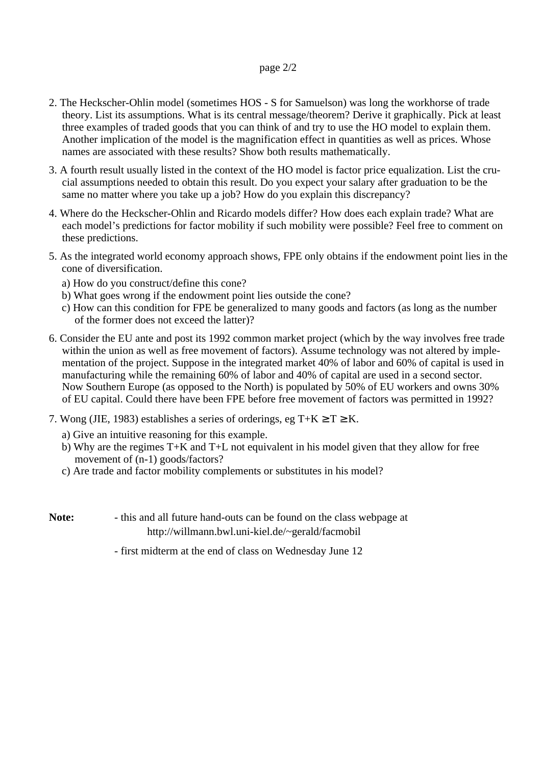2. The Heckscher-Ohlin model (sometimes HOS - S for Samuelson) was long the workhorse of trade theory. List its assumptions. What is its central message/theorem? Derive it graphically. Pick at least three examples of traded goods that you can think of and try to use the HO model to explain them. Another implication of the model is the magnification effect in quantities as well as prices. Whose names are associated with these results? Show both results mathematically.

3. A fourth result usually listed in the context of the HO model is factor price equalization. List the crucial assumptions needed to obtain this result. Do you expect your salary after graduation to be the same no matter where you take up a job? How do you explain this discrepancy?

4. Where do the Heckscher-Ohlin and Ricardo models differ? How does each explain trade? What are each model's predictions for factor mobility if such mobility were possible? Feel free to comment on these predictions.

5. As the integrated world economy approach shows, FPE only obtains if the endowment point lies in the cone of diversification.
   a) How do you construct/define this cone?
   b) What goes wrong if the endowment point lies outside the cone?
   c) How can this condition for FPE be generalized to many goods and factors (as long as the number of the former does not exceed the latter)?

6. Consider the EU ante and post its 1992 common market project (which by the way involves free trade within the union as well as free movement of factors). Assume technology was not altered by implementation of the project. Suppose in the integrated market 40% of labor and 60% of capital is used in manufacturing while the remaining 60% of labor and 40% of capital are used in a second sector. Now Southern Europe (as opposed to the North) is populated by 50% of EU workers and owns 30% of EU capital. Could there have been FPE before free movement of factors was permitted in 1992?

7. Wong (JIE, 1983) establishes a series of orderings, eg $T+K \geq T \geq K$.
   a) Give an intuitive reasoning for this example.
   b) Why are the regimes T+K and T+L not equivalent in his model given that they allow for free movement of (n-1) goods/factors?
   c) Are trade and factor mobility complements or substitutes in his model?

**Note:** - this and all future hand-outs can be found on the class webpage at http://willmann.bwl.uni-kiel.de/~gerald/facmobil

- first midterm at the end of class on Wednesday June 12